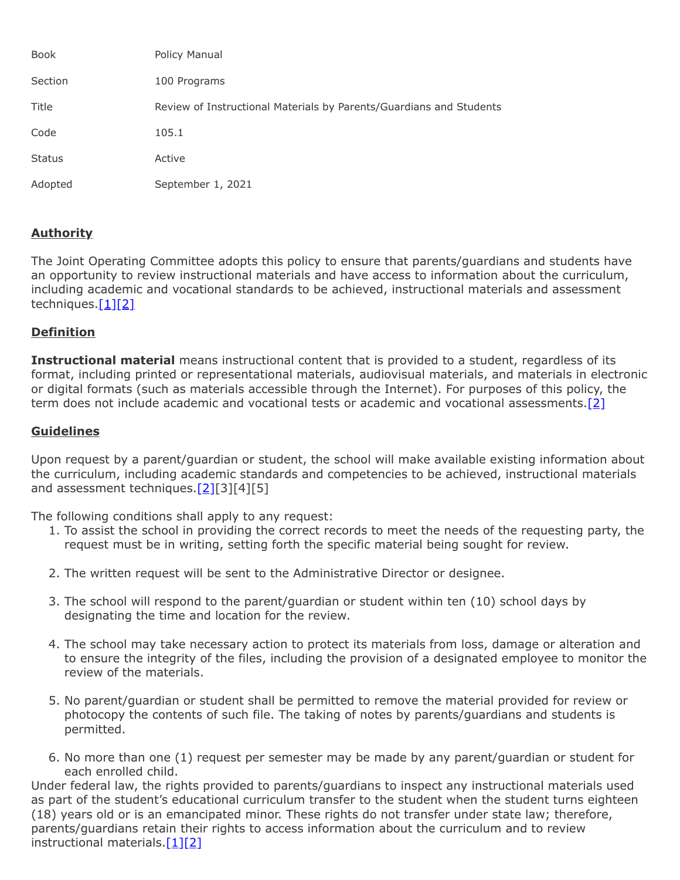| Book | Policy Manual |
| --- | --- |
| Section | 100 Programs |
| Title | Review of Instructional Materials by Parents/Guardians and Students |
| Code | 105.1 |
| Status | Active |
| Adopted | September 1, 2021 |

## Authority

The Joint Operating Committee adopts this policy to ensure that parents/guardians and students have an opportunity to review instructional materials and have access to information about the curriculum, including academic and vocational standards to be achieved, instructional materials and assessment techniques.[1][2]

## Definition

**Instructional material** means instructional content that is provided to a student, regardless of its format, including printed or representational materials, audiovisual materials, and materials in electronic or digital formats (such as materials accessible through the Internet). For purposes of this policy, the term does not include academic and vocational tests or academic and vocational assessments.[2]

## Guidelines

Upon request by a parent/guardian or student, the school will make available existing information about the curriculum, including academic standards and competencies to be achieved, instructional materials and assessment techniques.[2][3][4][5]

The following conditions shall apply to any request:

1. To assist the school in providing the correct records to meet the needs of the requesting party, the request must be in writing, setting forth the specific material being sought for review.

2. The written request will be sent to the Administrative Director or designee.

3. The school will respond to the parent/guardian or student within ten (10) school days by designating the time and location for the review.

4. The school may take necessary action to protect its materials from loss, damage or alteration and to ensure the integrity of the files, including the provision of a designated employee to monitor the review of the materials.

5. No parent/guardian or student shall be permitted to remove the material provided for review or photocopy the contents of such file. The taking of notes by parents/guardians and students is permitted.

6. No more than one (1) request per semester may be made by any parent/guardian or student for each enrolled child.

Under federal law, the rights provided to parents/guardians to inspect any instructional materials used as part of the student's educational curriculum transfer to the student when the student turns eighteen (18) years old or is an emancipated minor. These rights do not transfer under state law; therefore, parents/guardians retain their rights to access information about the curriculum and to review instructional materials.[1][2]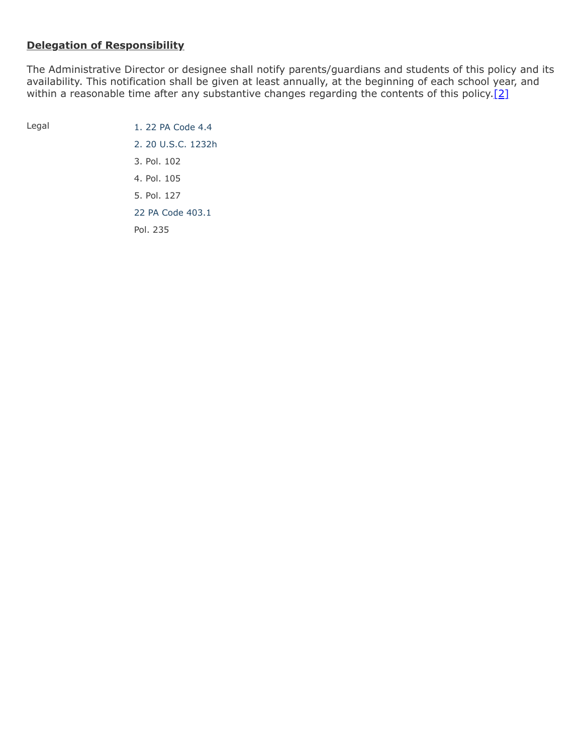**Delegation of Responsibility**

The Administrative Director or designee shall notify parents/guardians and students of this policy and its availability. This notification shall be given at least annually, at the beginning of each school year, and within a reasonable time after any substantive changes regarding the contents of this policy.[2]

| | |
|---|---|
| Legal | 1. 22 PA Code 4.4 |
| | 2. 20 U.S.C. 1232h |
| | 3. Pol. 102 |
| | 4. Pol. 105 |
| | 5. Pol. 127 |
| | 22 PA Code 403.1 |
| | Pol. 235 |